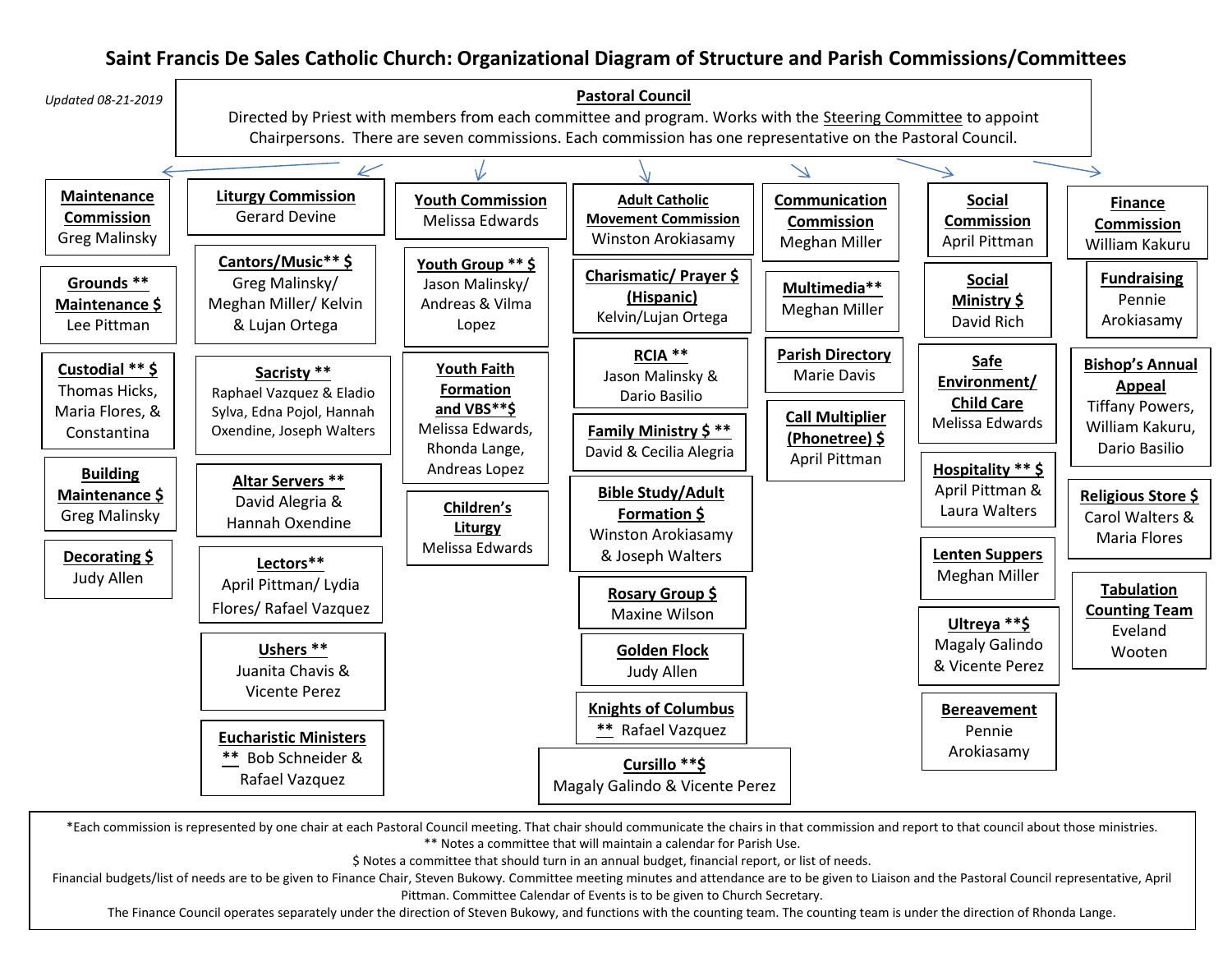# Saint Francis De Sales Catholic Church: Organizational Diagram of Structure and Parish Commissions/Committees

*Updated 08-21-2019*

## Pastoral Council

Directed by Priest with members from each committee and program. Works with the Steering Committee to appoint Chairpersons. There are seven commissions. Each commission has one representative on the Pastoral Council.

### Maintenance Commission
Greg Malinsky

- **Grounds ** Maintenance $** — Lee Pittman
- **Custodial ** $** — Thomas Hicks, Maria Flores, & Constantina
- **Building Maintenance $** — Greg Malinsky
- **Decorating $** — Judy Allen

### Liturgy Commission
Gerard Devine

- **Cantors/Music** $** — Greg Malinsky/ Meghan Miller/ Kelvin & Lujan Ortega
- **Sacristy **** — Raphael Vazquez & Eladio Sylva, Edna Pojol, Hannah Oxendine, Joseph Walters
- **Altar Servers **** — David Alegria & Hannah Oxendine
- **Lectors**** — April Pittman/ Lydia Flores/ Rafael Vazquez
- **Ushers **** — Juanita Chavis & Vicente Perez
- **Eucharistic Ministers **** — Bob Schneider & Rafael Vazquez

### Youth Commission
Melissa Edwards

- **Youth Group ** $** — Jason Malinsky/ Andreas & Vilma Lopez
- **Youth Faith Formation and VBS**$** — Melissa Edwards, Rhonda Lange, Andreas Lopez
- **Children's Liturgy** — Melissa Edwards

### Adult Catholic Movement Commission
Winston Arokiasamy

- **Charismatic/ Prayer $ (Hispanic)** — Kelvin/Lujan Ortega
- **RCIA **** — Jason Malinsky & Dario Basilio
- **Family Ministry $ **** — David & Cecilia Alegria
- **Bible Study/Adult Formation $** — Winston Arokiasamy & Joseph Walters
- **Rosary Group $** — Maxine Wilson
- **Golden Flock** — Judy Allen
- **Knights of Columbus **** — Rafael Vazquez
- **Cursillo **$** — Magaly Galindo & Vicente Perez

### Communication Commission
Meghan Miller

- **Multimedia**** — Meghan Miller
- **Parish Directory** — Marie Davis
- **Call Multiplier (Phonetree) $** — April Pittman

### Social Commission
April Pittman

- **Social Ministry $** — David Rich
- **Safe Environment/ Child Care** — Melissa Edwards
- **Hospitality ** $** — April Pittman & Laura Walters
- **Lenten Suppers** — Meghan Miller
- **Ultreya **$** — Magaly Galindo & Vicente Perez
- **Bereavement** — Pennie Arokiasamy

### Finance Commission
William Kakuru

- **Fundraising** — Pennie Arokiasamy
- **Bishop's Annual Appeal** — Tiffany Powers, William Kakuru, Dario Basilio
- **Religious Store $** — Carol Walters & Maria Flores
- **Tabulation Counting Team** — Eveland Wooten

---

*Each commission is represented by one chair at each Pastoral Council meeting. That chair should communicate the chairs in that commission and report to that council about those ministries.

** Notes a committee that will maintain a calendar for Parish Use.

$ Notes a committee that should turn in an annual budget, financial report, or list of needs.

Financial budgets/list of needs are to be given to Finance Chair, Steven Bukowy. Committee meeting minutes and attendance are to be given to Liaison and the Pastoral Council representative, April Pittman. Committee Calendar of Events is to be given to Church Secretary.

The Finance Council operates separately under the direction of Steven Bukowy, and functions with the counting team. The counting team is under the direction of Rhonda Lange.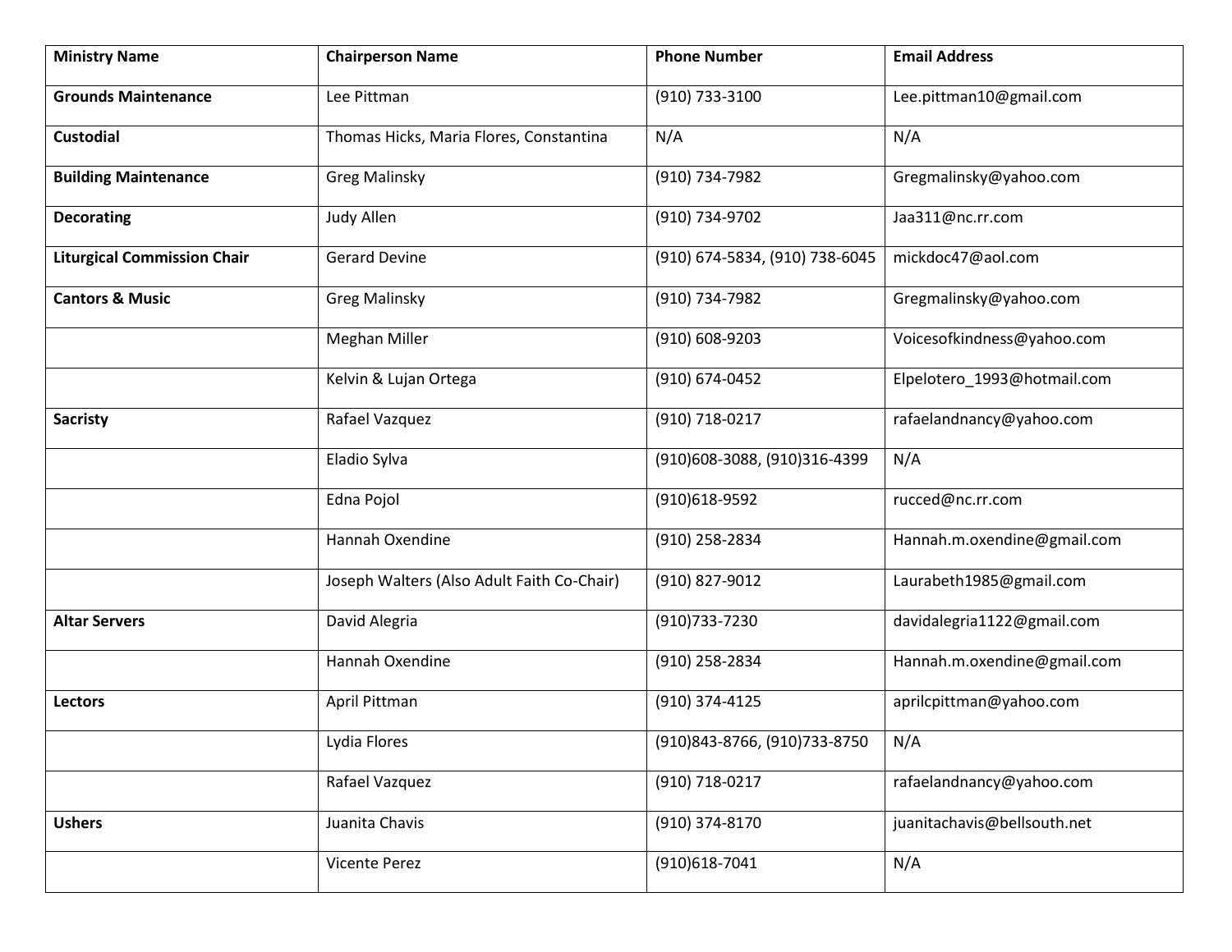| **Ministry Name** | **Chairperson Name** | **Phone Number** | **Email Address** |
|---|---|---|---|
| **Grounds Maintenance** | Lee Pittman | (910) 733-3100 | Lee.pittman10@gmail.com |
| **Custodial** | Thomas Hicks, Maria Flores, Constantina | N/A | N/A |
| **Building Maintenance** | Greg Malinsky | (910) 734-7982 | Gregmalinsky@yahoo.com |
| **Decorating** | Judy Allen | (910) 734-9702 | Jaa311@nc.rr.com |
| **Liturgical Commission Chair** | Gerard Devine | (910) 674-5834, (910) 738-6045 | mickdoc47@aol.com |
| **Cantors & Music** | Greg Malinsky | (910) 734-7982 | Gregmalinsky@yahoo.com |
| | Meghan Miller | (910) 608-9203 | Voicesofkindness@yahoo.com |
| | Kelvin & Lujan Ortega | (910) 674-0452 | Elpelotero_1993@hotmail.com |
| **Sacristy** | Rafael Vazquez | (910) 718-0217 | rafaelandnancy@yahoo.com |
| | Eladio Sylva | (910)608-3088, (910)316-4399 | N/A |
| | Edna Pojol | (910)618-9592 | rucced@nc.rr.com |
| | Hannah Oxendine | (910) 258-2834 | Hannah.m.oxendine@gmail.com |
| | Joseph Walters (Also Adult Faith Co-Chair) | (910) 827-9012 | Laurabeth1985@gmail.com |
| **Altar Servers** | David Alegria | (910)733-7230 | davidalegria1122@gmail.com |
| | Hannah Oxendine | (910) 258-2834 | Hannah.m.oxendine@gmail.com |
| **Lectors** | April Pittman | (910) 374-4125 | aprilcpittman@yahoo.com |
| | Lydia Flores | (910)843-8766, (910)733-8750 | N/A |
| | Rafael Vazquez | (910) 718-0217 | rafaelandnancy@yahoo.com |
| **Ushers** | Juanita Chavis | (910) 374-8170 | juanitachavis@bellsouth.net |
| | Vicente Perez | (910)618-7041 | N/A |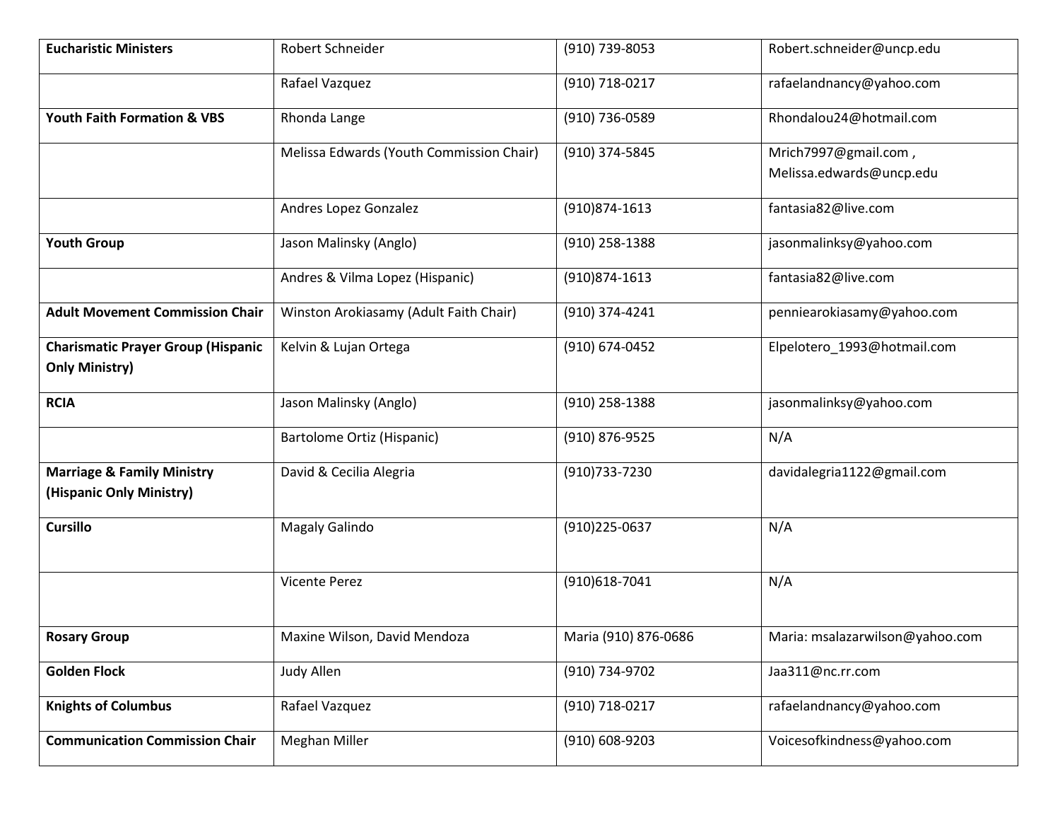| **Eucharistic Ministers** | Robert Schneider | (910) 739-8053 | Robert.schneider@uncp.edu |
|---|---|---|---|
| | Rafael Vazquez | (910) 718-0217 | rafaelandnancy@yahoo.com |
| **Youth Faith Formation & VBS** | Rhonda Lange | (910) 736-0589 | Rhondalou24@hotmail.com |
| | Melissa Edwards (Youth Commission Chair) | (910) 374-5845 | Mrich7997@gmail.com , Melissa.edwards@uncp.edu |
| | Andres Lopez Gonzalez | (910)874-1613 | fantasia82@live.com |
| **Youth Group** | Jason Malinsky (Anglo) | (910) 258-1388 | jasonmalinksy@yahoo.com |
| | Andres & Vilma Lopez (Hispanic) | (910)874-1613 | fantasia82@live.com |
| **Adult Movement Commission Chair** | Winston Arokiasamy (Adult Faith Chair) | (910) 374-4241 | penniearokiasamy@yahoo.com |
| **Charismatic Prayer Group (Hispanic Only Ministry)** | Kelvin & Lujan Ortega | (910) 674-0452 | Elpelotero_1993@hotmail.com |
| **RCIA** | Jason Malinsky (Anglo) | (910) 258-1388 | jasonmalinksy@yahoo.com |
| | Bartolome Ortiz (Hispanic) | (910) 876-9525 | N/A |
| **Marriage & Family Ministry (Hispanic Only Ministry)** | David & Cecilia Alegria | (910)733-7230 | davidalegria1122@gmail.com |
| **Cursillo** | Magaly Galindo | (910)225-0637 | N/A |
| | Vicente Perez | (910)618-7041 | N/A |
| **Rosary Group** | Maxine Wilson, David Mendoza | Maria (910) 876-0686 | Maria: msalazarwilson@yahoo.com |
| **Golden Flock** | Judy Allen | (910) 734-9702 | Jaa311@nc.rr.com |
| **Knights of Columbus** | Rafael Vazquez | (910) 718-0217 | rafaelandnancy@yahoo.com |
| **Communication Commission Chair** | Meghan Miller | (910) 608-9203 | Voicesofkindness@yahoo.com |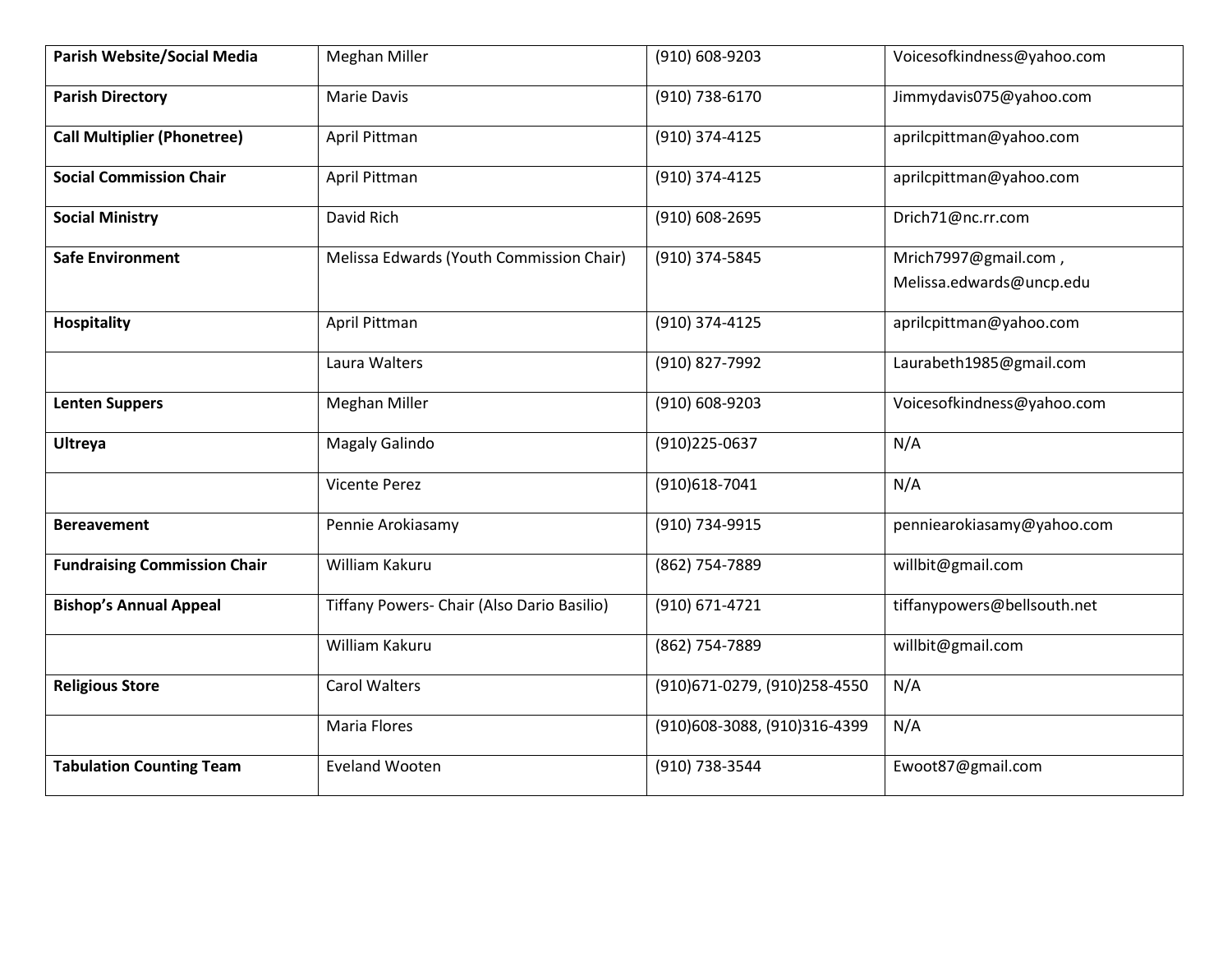| | | | |
|---|---|---|---|
| **Parish Website/Social Media** | Meghan Miller | (910) 608-9203 | Voicesofkindness@yahoo.com |
| **Parish Directory** | Marie Davis | (910) 738-6170 | Jimmydavis075@yahoo.com |
| **Call Multiplier (Phonetree)** | April Pittman | (910) 374-4125 | aprilcpittman@yahoo.com |
| **Social Commission Chair** | April Pittman | (910) 374-4125 | aprilcpittman@yahoo.com |
| **Social Ministry** | David Rich | (910) 608-2695 | Drich71@nc.rr.com |
| **Safe Environment** | Melissa Edwards (Youth Commission Chair) | (910) 374-5845 | Mrich7997@gmail.com , Melissa.edwards@uncp.edu |
| **Hospitality** | April Pittman | (910) 374-4125 | aprilcpittman@yahoo.com |
| | Laura Walters | (910) 827-7992 | Laurabeth1985@gmail.com |
| **Lenten Suppers** | Meghan Miller | (910) 608-9203 | Voicesofkindness@yahoo.com |
| **Ultreya** | Magaly Galindo | (910)225-0637 | N/A |
| | Vicente Perez | (910)618-7041 | N/A |
| **Bereavement** | Pennie Arokiasamy | (910) 734-9915 | penniearokiasamy@yahoo.com |
| **Fundraising Commission Chair** | William Kakuru | (862) 754-7889 | willbit@gmail.com |
| **Bishop's Annual Appeal** | Tiffany Powers- Chair (Also Dario Basilio) | (910) 671-4721 | tiffanypowers@bellsouth.net |
| | William Kakuru | (862) 754-7889 | willbit@gmail.com |
| **Religious Store** | Carol Walters | (910)671-0279, (910)258-4550 | N/A |
| | Maria Flores | (910)608-3088, (910)316-4399 | N/A |
| **Tabulation Counting Team** | Eveland Wooten | (910) 738-3544 | Ewoot87@gmail.com |